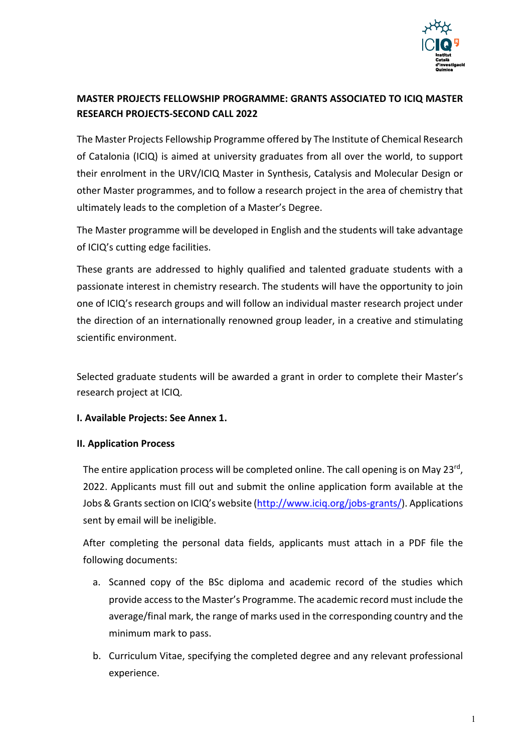**MASTER PROJECTS FELLOWSHIP PROGRAMME: GRANTS ASSOCIATED TO ICIQ MASTER RESEARCH PROJECTS-SECOND CALL 2022**

The Master Projects Fellowship Programme offered by The Institute of Chemical Research of Catalonia (ICIQ) is aimed at university graduates from all over the world, to support their enrolment in the URV/ICIQ Master in Synthesis, Catalysis and Molecular Design or other Master programmes, and to follow a research project in the area of chemistry that ultimately leads to the completion of a Master's Degree.

The Master programme will be developed in English and the students will take advantage of ICIQ's cutting edge facilities.

These grants are addressed to highly qualified and talented graduate students with a passionate interest in chemistry research. The students will have the opportunity to join one of ICIQ's research groups and will follow an individual master research project under the direction of an internationally renowned group leader, in a creative and stimulating scientific environment.

Selected graduate students will be awarded a grant in order to complete their Master's research project at ICIQ.

**I. Available Projects: See Annex 1.**

**II. Application Process**

The entire application process will be completed online. The call opening is on May 23rd, 2022. Applicants must fill out and submit the online application form available at the Jobs & Grants section on ICIQ's website (http://www.iciq.org/jobs-grants/). Applications sent by email will be ineligible.

After completing the personal data fields, applicants must attach in a PDF file the following documents:

a. Scanned copy of the BSc diploma and academic record of the studies which provide access to the Master's Programme. The academic record must include the average/final mark, the range of marks used in the corresponding country and the minimum mark to pass.

b. Curriculum Vitae, specifying the completed degree and any relevant professional experience.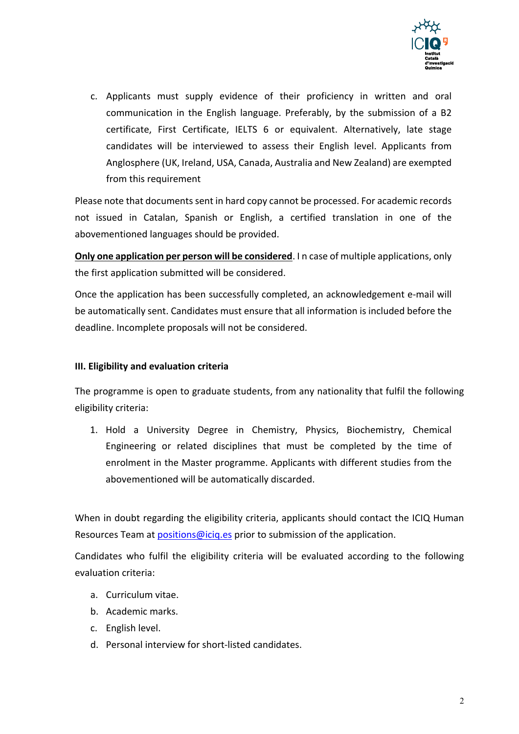c. Applicants must supply evidence of their proficiency in written and oral communication in the English language. Preferably, by the submission of a B2 certificate, First Certificate, IELTS 6 or equivalent. Alternatively, late stage candidates will be interviewed to assess their English level. Applicants from Anglosphere (UK, Ireland, USA, Canada, Australia and New Zealand) are exempted from this requirement

Please note that documents sent in hard copy cannot be processed. For academic records not issued in Catalan, Spanish or English, a certified translation in one of the abovementioned languages should be provided.

**Only one application per person will be considered**. I n case of multiple applications, only the first application submitted will be considered.

Once the application has been successfully completed, an acknowledgement e-mail will be automatically sent. Candidates must ensure that all information is included before the deadline. Incomplete proposals will not be considered.

### III. Eligibility and evaluation criteria

The programme is open to graduate students, from any nationality that fulfil the following eligibility criteria:

1. Hold a University Degree in Chemistry, Physics, Biochemistry, Chemical Engineering or related disciplines that must be completed by the time of enrolment in the Master programme. Applicants with different studies from the abovementioned will be automatically discarded.

When in doubt regarding the eligibility criteria, applicants should contact the ICIQ Human Resources Team at positions@iciq.es prior to submission of the application.

Candidates who fulfil the eligibility criteria will be evaluated according to the following evaluation criteria:

a. Curriculum vitae.
b. Academic marks.
c. English level.
d. Personal interview for short-listed candidates.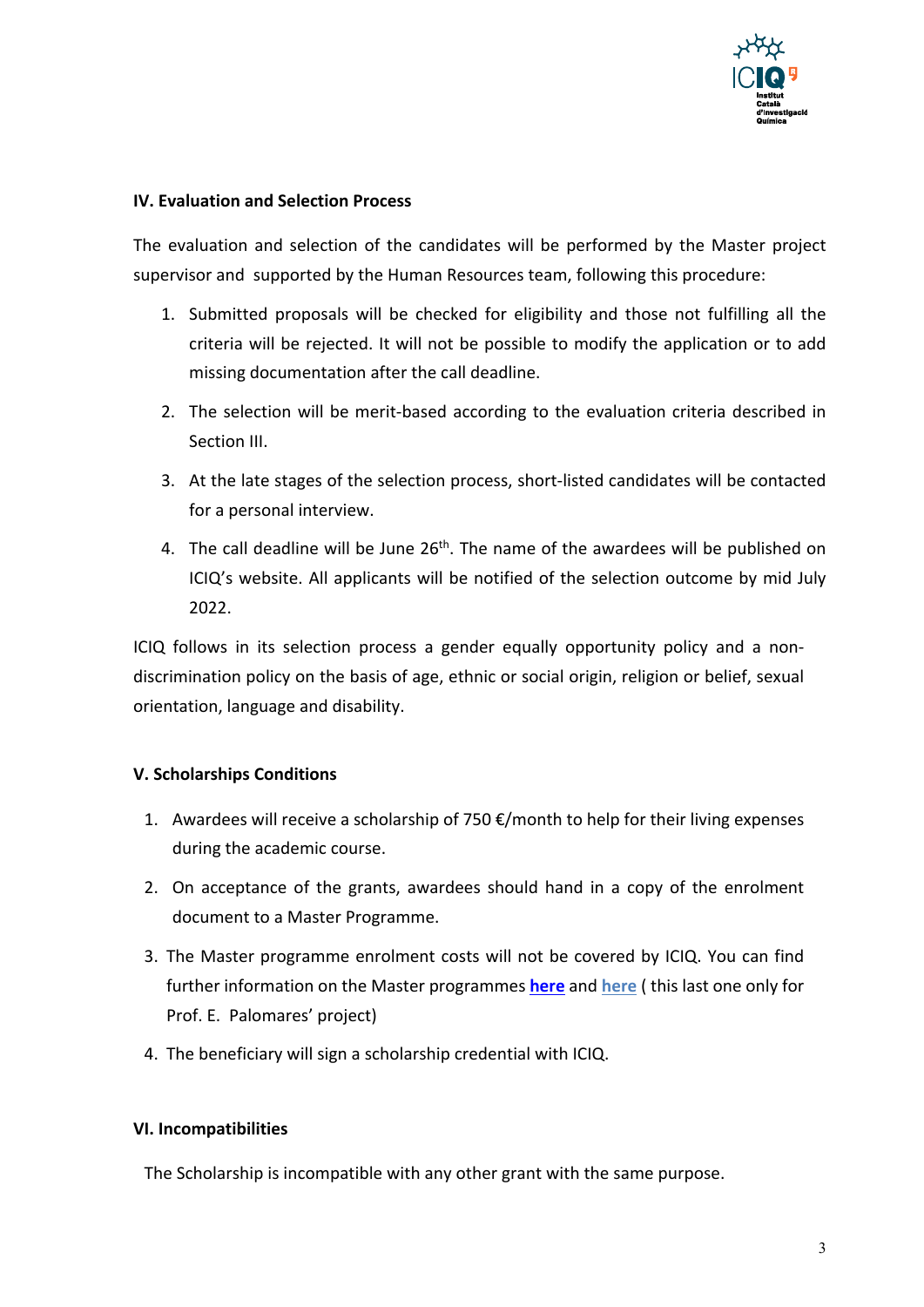**IV. Evaluation and Selection Process**

The evaluation and selection of the candidates will be performed by the Master project supervisor and supported by the Human Resources team, following this procedure:

1. Submitted proposals will be checked for eligibility and those not fulfilling all the criteria will be rejected. It will not be possible to modify the application or to add missing documentation after the call deadline.
2. The selection will be merit-based according to the evaluation criteria described in Section III.
3. At the late stages of the selection process, short-listed candidates will be contacted for a personal interview.
4. The call deadline will be June 26th. The name of the awardees will be published on ICIQ's website. All applicants will be notified of the selection outcome by mid July 2022.

ICIQ follows in its selection process a gender equally opportunity policy and a non-discrimination policy on the basis of age, ethnic or social origin, religion or belief, sexual orientation, language and disability.

**V. Scholarships Conditions**

1. Awardees will receive a scholarship of 750 €/month to help for their living expenses during the academic course.
2. On acceptance of the grants, awardees should hand in a copy of the enrolment document to a Master Programme.
3. The Master programme enrolment costs will not be covered by ICIQ. You can find further information on the Master programmes **here** and **here** ( this last one only for Prof. E. Palomares' project)
4. The beneficiary will sign a scholarship credential with ICIQ.

**VI. Incompatibilities**

The Scholarship is incompatible with any other grant with the same purpose.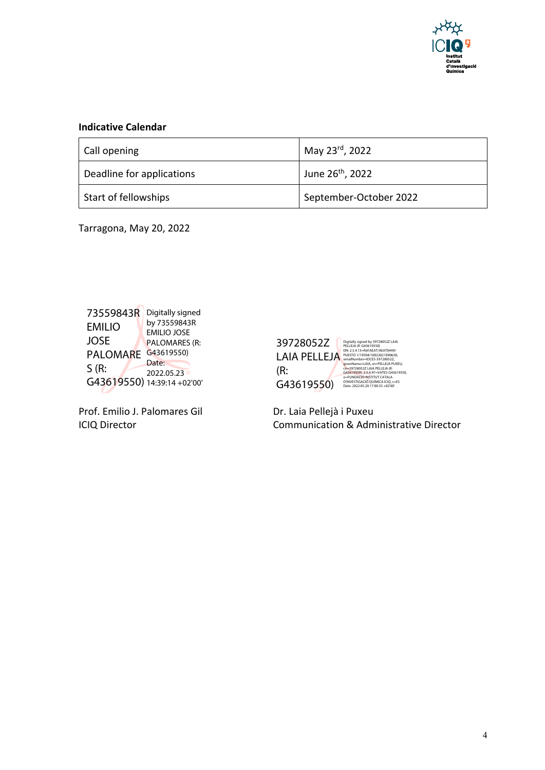**Indicative Calendar**

| | |
|---|---|
| Call opening | May 23rd, 2022 |
| Deadline for applications | June 26th, 2022 |
| Start of fellowships | September-October 2022 |

Tarragona, May 20, 2022

73559843R EMILIO JOSE PALOMARES (R: G43619550) Digitally signed by 73559843R EMILIO JOSE PALOMARES (R: G43619550) Date: 2022.05.23 14:39:14 +02'00'

Prof. Emilio J. Palomares Gil
ICIQ Director

39728052Z LAIA PELLEJA (R: G43619550) Digitally signed by 39728052Z LAIA PELLEJA (R: G43619550) DN: 2.5.4.13=Ref:AEAT/AEAT0449/PUESTO 1/19504/10022021090630, serialNumber=IDCES-39728052Z, givenName=LAIA, sn=PELLEJA PUXEU, cn=39728052Z LAIA PELLEJA (R: G43619550), 2.5.4.97=VATES-G43619550, o=FUNDACIO INSTITUT CATALA D'INVESTIGACIÓ QUÍMICA ICIQ, c=ES Date: 2022.05.20 17:00:33 +02'00'

Dr. Laia Pellejà i Puxeu
Communication & Administrative Director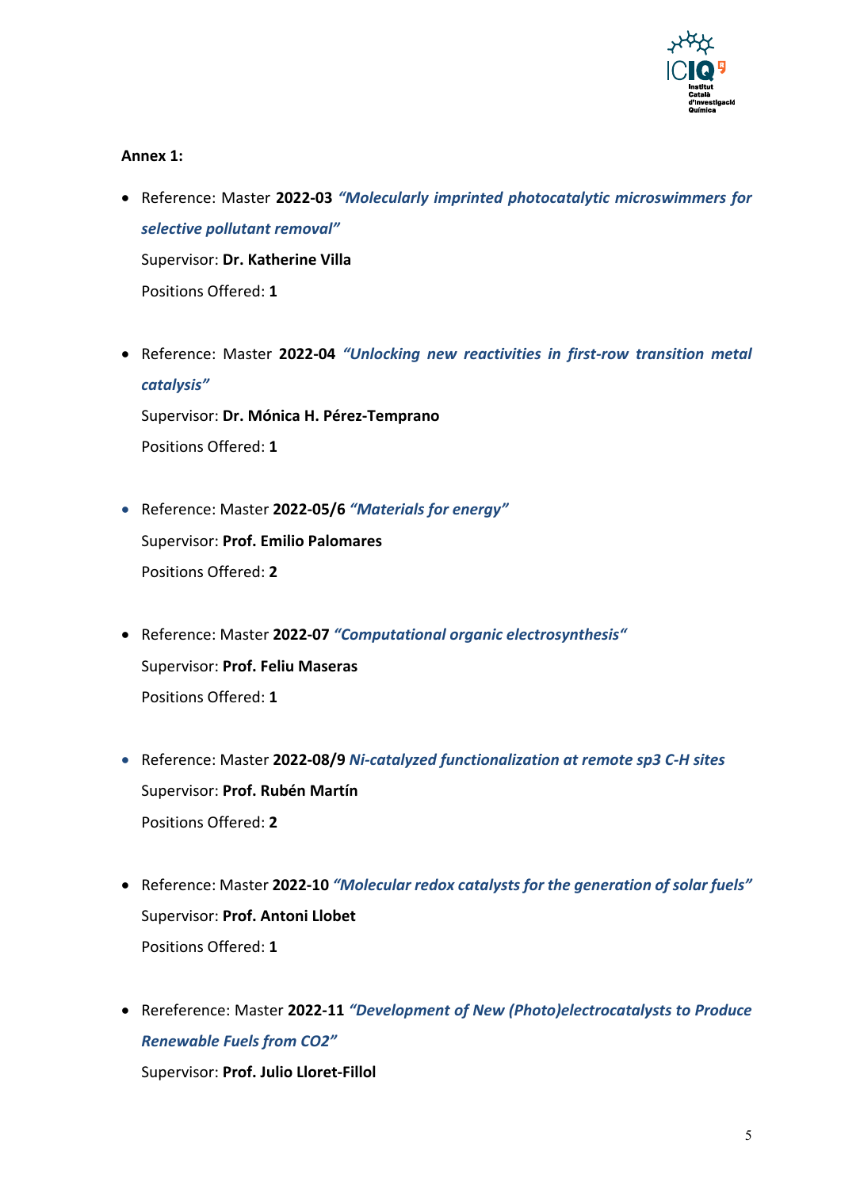**Annex 1:**

- Reference: Master **2022-03** ***"Molecularly imprinted photocatalytic microswimmers for selective pollutant removal"***

  Supervisor: **Dr. Katherine Villa**

  Positions Offered: **1**

- Reference: Master **2022-04** ***"Unlocking new reactivities in first-row transition metal catalysis"***

  Supervisor: **Dr. Mónica H. Pérez-Temprano**

  Positions Offered: **1**

- Reference: Master **2022-05/6** ***"Materials for energy"***

  Supervisor: **Prof. Emilio Palomares**

  Positions Offered: **2**

- Reference: Master **2022-07** ***"Computational organic electrosynthesis"***

  Supervisor: **Prof. Feliu Maseras**

  Positions Offered: **1**

- Reference: Master **2022-08/9** ***Ni-catalyzed functionalization at remote sp3 C-H sites***

  Supervisor: **Prof. Rubén Martín**

  Positions Offered: **2**

- Reference: Master **2022-10** ***"Molecular redox catalysts for the generation of solar fuels"***

  Supervisor: **Prof. Antoni Llobet**

  Positions Offered: **1**

- Rereference: Master **2022-11** ***"Development of New (Photo)electrocatalysts to Produce Renewable Fuels from CO2"***

  Supervisor: **Prof. Julio Lloret-Fillol**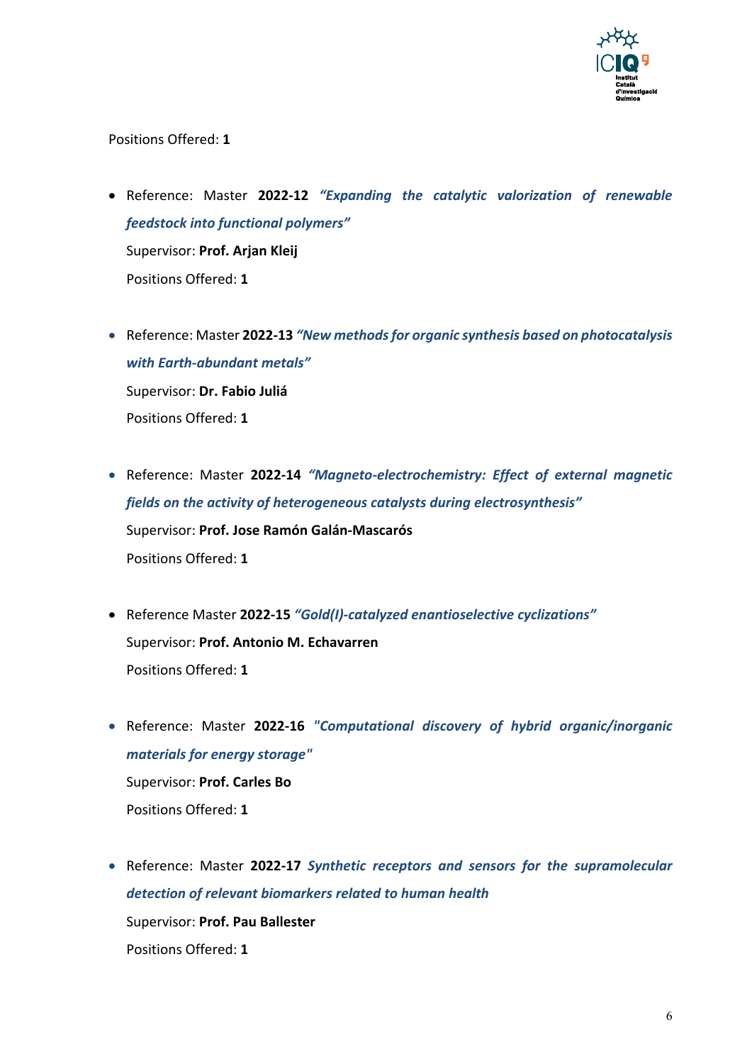Positions Offered: **1**

- Reference: Master **2022-12** ***"Expanding the catalytic valorization of renewable feedstock into functional polymers"***
  Supervisor: **Prof. Arjan Kleij**
  Positions Offered: **1**

- Reference: Master **2022-13** ***"New methods for organic synthesis based on photocatalysis with Earth-abundant metals"***
  Supervisor: **Dr. Fabio Juliá**
  Positions Offered: **1**

- Reference: Master **2022-14** ***"Magneto-electrochemistry: Effect of external magnetic fields on the activity of heterogeneous catalysts during electrosynthesis"***
  Supervisor: **Prof. Jose Ramón Galán-Mascarós**
  Positions Offered: **1**

- Reference Master **2022-15** ***"Gold(I)-catalyzed enantioselective cyclizations"***
  Supervisor: **Prof. Antonio M. Echavarren**
  Positions Offered: **1**

- Reference: Master **2022-16** ***"Computational discovery of hybrid organic/inorganic materials for energy storage"***
  Supervisor: **Prof. Carles Bo**
  Positions Offered: **1**

- Reference: Master **2022-17** ***Synthetic receptors and sensors for the supramolecular detection of relevant biomarkers related to human health***
  Supervisor: **Prof. Pau Ballester**
  Positions Offered: **1**